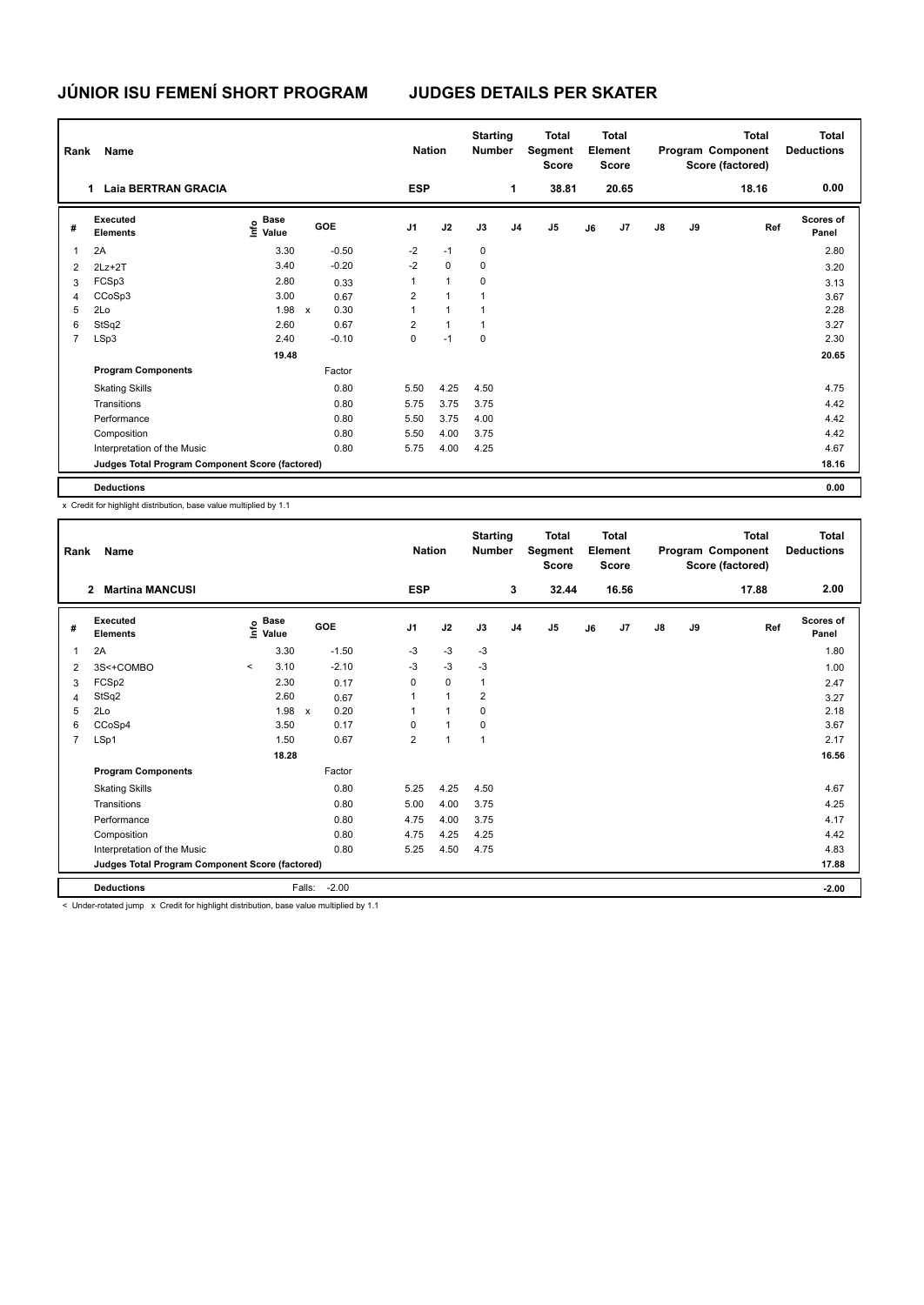# JÚNIOR ISU FEMENÍ SHORT PROGRAM

## JUDGES DETAILS PER SKATER

| Rank | Name | Nation | Starting Number | Total Segment Score | Total Element Score | Total Program Component Score (factored) | Total Deductions |
|---|---|---|---|---|---|---|---|
| 1 | Laia BERTRAN GRACIA | ESP | 1 | 38.81 | 20.65 | 18.16 | 0.00 |

| # | Executed Elements | Info | Base Value | | GOE | J1 | J2 | J3 | J4 | J5 | J6 | J7 | J8 | J9 | Ref | Scores of Panel |
|---|---|---|---|---|---|---|---|---|---|---|---|---|---|---|---|---|
| 1 | 2A | | 3.30 | | -0.50 | -2 | -1 | 0 | | | | | | | | 2.80 |
| 2 | 2Lz+2T | | 3.40 | | -0.20 | -2 | 0 | 0 | | | | | | | | 3.20 |
| 3 | FCSp3 | | 2.80 | | 0.33 | 1 | 1 | 0 | | | | | | | | 3.13 |
| 4 | CCoSp3 | | 3.00 | | 0.67 | 2 | 1 | 1 | | | | | | | | 3.67 |
| 5 | 2Lo | | 1.98 | x | 0.30 | 1 | 1 | 1 | | | | | | | | 2.28 |
| 6 | StSq2 | | 2.60 | | 0.67 | 2 | 1 | 1 | | | | | | | | 3.27 |
| 7 | LSp3 | | 2.40 | | -0.10 | 0 | -1 | 0 | | | | | | | | 2.30 |
| | | | 19.48 | | | | | | | | | | | | | 20.65 |
| | **Program Components** | | | | Factor | | | | | | | | | | | |
| | Skating Skills | | | | 0.80 | 5.50 | 4.25 | 4.50 | | | | | | | | 4.75 |
| | Transitions | | | | 0.80 | 5.75 | 3.75 | 3.75 | | | | | | | | 4.42 |
| | Performance | | | | 0.80 | 5.50 | 3.75 | 4.00 | | | | | | | | 4.42 |
| | Composition | | | | 0.80 | 5.50 | 4.00 | 3.75 | | | | | | | | 4.42 |
| | Interpretation of the Music | | | | 0.80 | 5.75 | 4.00 | 4.25 | | | | | | | | 4.67 |
| | **Judges Total Program Component Score (factored)** | | | | | | | | | | | | | | | 18.16 |
| | **Deductions** | | | | | | | | | | | | | | | 0.00 |

x Credit for highlight distribution, base value multiplied by 1.1

| Rank | Name | Nation | Starting Number | Total Segment Score | Total Element Score | Total Program Component Score (factored) | Total Deductions |
|---|---|---|---|---|---|---|---|
| 2 | Martina MANCUSI | ESP | 3 | 32.44 | 16.56 | 17.88 | 2.00 |

| # | Executed Elements | Info | Base Value | | GOE | J1 | J2 | J3 | J4 | J5 | J6 | J7 | J8 | J9 | Ref | Scores of Panel |
|---|---|---|---|---|---|---|---|---|---|---|---|---|---|---|---|---|
| 1 | 2A | | 3.30 | | -1.50 | -3 | -3 | -3 | | | | | | | | 1.80 |
| 2 | 3S<+COMBO | < | 3.10 | | -2.10 | -3 | -3 | -3 | | | | | | | | 1.00 |
| 3 | FCSp2 | | 2.30 | | 0.17 | 0 | 0 | 1 | | | | | | | | 2.47 |
| 4 | StSq2 | | 2.60 | | 0.67 | 1 | 1 | 2 | | | | | | | | 3.27 |
| 5 | 2Lo | | 1.98 | x | 0.20 | 1 | 1 | 0 | | | | | | | | 2.18 |
| 6 | CCoSp4 | | 3.50 | | 0.17 | 0 | 1 | 0 | | | | | | | | 3.67 |
| 7 | LSp1 | | 1.50 | | 0.67 | 2 | 1 | 1 | | | | | | | | 2.17 |
| | | | 18.28 | | | | | | | | | | | | | 16.56 |
| | **Program Components** | | | | Factor | | | | | | | | | | | |
| | Skating Skills | | | | 0.80 | 5.25 | 4.25 | 4.50 | | | | | | | | 4.67 |
| | Transitions | | | | 0.80 | 5.00 | 4.00 | 3.75 | | | | | | | | 4.25 |
| | Performance | | | | 0.80 | 4.75 | 4.00 | 3.75 | | | | | | | | 4.17 |
| | Composition | | | | 0.80 | 4.75 | 4.25 | 4.25 | | | | | | | | 4.42 |
| | Interpretation of the Music | | | | 0.80 | 5.25 | 4.50 | 4.75 | | | | | | | | 4.83 |
| | **Judges Total Program Component Score (factored)** | | | | | | | | | | | | | | | 17.88 |
| | **Deductions** | | | Falls: | -2.00 | | | | | | | | | | | -2.00 |

< Under-rotated jump x Credit for highlight distribution, base value multiplied by 1.1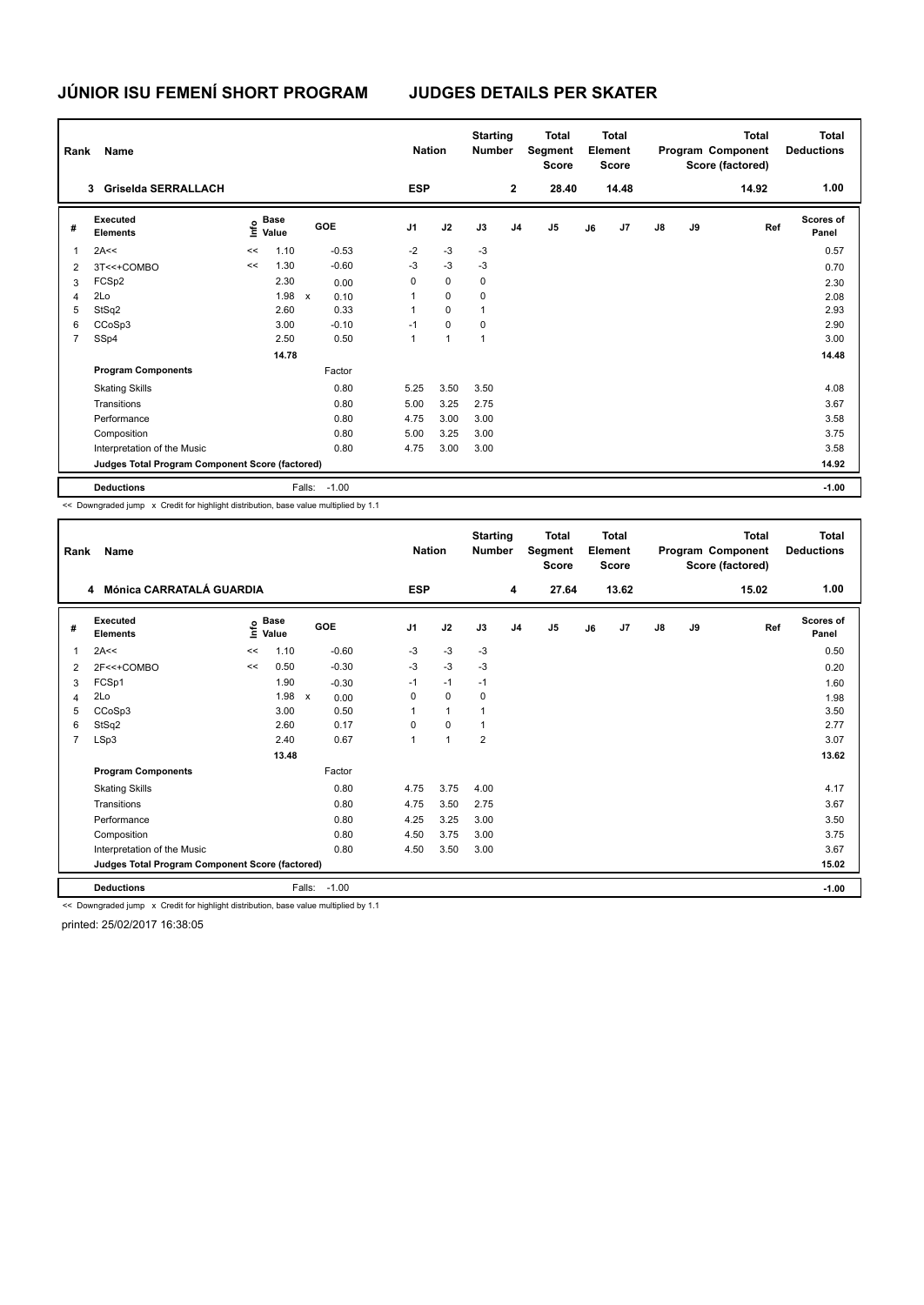# JÚNIOR ISU FEMENÍ SHORT PROGRAM JUDGES DETAILS PER SKATER

| Rank | Name | Nation | Starting Number | Total Segment Score | Total Element Score | Total Program Component Score (factored) | Total Deductions |
|---|---|---|---|---|---|---|---|
| 3 | Griselda SERRALLACH | ESP | 2 | 28.40 | 14.48 | 14.92 | 1.00 |

| # | Executed Elements | Info | Base Value | | GOE | J1 | J2 | J3 | J4 | J5 | J6 | J7 | J8 | J9 | Ref | Scores of Panel |
|---|---|---|---|---|---|---|---|---|---|---|---|---|---|---|---|---|
| 1 | 2A<< | << | 1.10 | | -0.53 | -2 | -3 | -3 | | | | | | | | 0.57 |
| 2 | 3T<<+COMBO | << | 1.30 | | -0.60 | -3 | -3 | -3 | | | | | | | | 0.70 |
| 3 | FCSp2 | | 2.30 | | 0.00 | 0 | 0 | 0 | | | | | | | | 2.30 |
| 4 | 2Lo | | 1.98 | x | 0.10 | 1 | 0 | 0 | | | | | | | | 2.08 |
| 5 | StSq2 | | 2.60 | | 0.33 | 1 | 0 | 1 | | | | | | | | 2.93 |
| 6 | CCoSp3 | | 3.00 | | -0.10 | -1 | 0 | 0 | | | | | | | | 2.90 |
| 7 | SSp4 | | 2.50 | | 0.50 | 1 | 1 | 1 | | | | | | | | 3.00 |
| | | | 14.78 | | | | | | | | | | | | | 14.48 |
| | **Program Components** | | | | Factor | | | | | | | | | | | |
| | Skating Skills | | | | 0.80 | 5.25 | 3.50 | 3.50 | | | | | | | | 4.08 |
| | Transitions | | | | 0.80 | 5.00 | 3.25 | 2.75 | | | | | | | | 3.67 |
| | Performance | | | | 0.80 | 4.75 | 3.00 | 3.00 | | | | | | | | 3.58 |
| | Composition | | | | 0.80 | 5.00 | 3.25 | 3.00 | | | | | | | | 3.75 |
| | Interpretation of the Music | | | | 0.80 | 4.75 | 3.00 | 3.00 | | | | | | | | 3.58 |
| | **Judges Total Program Component Score (factored)** | | | | | | | | | | | | | | | 14.92 |
| | **Deductions** | | Falls: | | -1.00 | | | | | | | | | | | -1.00 |

<< Downgraded jump x Credit for highlight distribution, base value multiplied by 1.1

| Rank | Name | Nation | Starting Number | Total Segment Score | Total Element Score | Total Program Component Score (factored) | Total Deductions |
|---|---|---|---|---|---|---|---|
| 4 | Mónica CARRATALÁ GUARDIA | ESP | 4 | 27.64 | 13.62 | 15.02 | 1.00 |

| # | Executed Elements | Info | Base Value | | GOE | J1 | J2 | J3 | J4 | J5 | J6 | J7 | J8 | J9 | Ref | Scores of Panel |
|---|---|---|---|---|---|---|---|---|---|---|---|---|---|---|---|---|
| 1 | 2A<< | << | 1.10 | | -0.60 | -3 | -3 | -3 | | | | | | | | 0.50 |
| 2 | 2F<<+COMBO | << | 0.50 | | -0.30 | -3 | -3 | -3 | | | | | | | | 0.20 |
| 3 | FCSp1 | | 1.90 | | -0.30 | -1 | -1 | -1 | | | | | | | | 1.60 |
| 4 | 2Lo | | 1.98 | x | 0.00 | 0 | 0 | 0 | | | | | | | | 1.98 |
| 5 | CCoSp3 | | 3.00 | | 0.50 | 1 | 1 | 1 | | | | | | | | 3.50 |
| 6 | StSq2 | | 2.60 | | 0.17 | 0 | 0 | 1 | | | | | | | | 2.77 |
| 7 | LSp3 | | 2.40 | | 0.67 | 1 | 1 | 2 | | | | | | | | 3.07 |
| | | | 13.48 | | | | | | | | | | | | | 13.62 |
| | **Program Components** | | | | Factor | | | | | | | | | | | |
| | Skating Skills | | | | 0.80 | 4.75 | 3.75 | 4.00 | | | | | | | | 4.17 |
| | Transitions | | | | 0.80 | 4.75 | 3.50 | 2.75 | | | | | | | | 3.67 |
| | Performance | | | | 0.80 | 4.25 | 3.25 | 3.00 | | | | | | | | 3.50 |
| | Composition | | | | 0.80 | 4.50 | 3.75 | 3.00 | | | | | | | | 3.75 |
| | Interpretation of the Music | | | | 0.80 | 4.50 | 3.50 | 3.00 | | | | | | | | 3.67 |
| | **Judges Total Program Component Score (factored)** | | | | | | | | | | | | | | | 15.02 |
| | **Deductions** | | Falls: | | -1.00 | | | | | | | | | | | -1.00 |

<< Downgraded jump x Credit for highlight distribution, base value multiplied by 1.1

printed: 25/02/2017 16:38:05